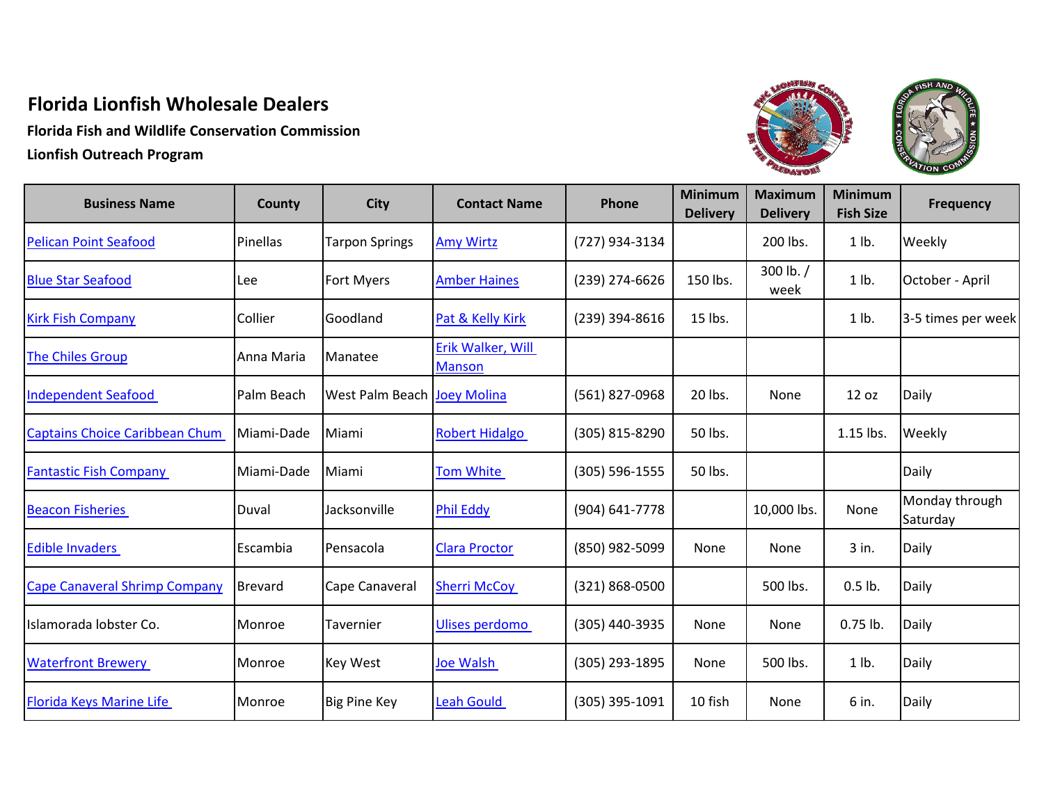# Florida Lionfish Wholesale Dealers

**Florida Fish and Wildlife Conservation Commission**

**Lionfish Outreach Program**

| Business Name | County | City | Contact Name | Phone | Minimum Delivery | Maximum Delivery | Minimum Fish Size | Frequency |
|---|---|---|---|---|---|---|---|---|
| Pelican Point Seafood | Pinellas | Tarpon Springs | Amy Wirtz | (727) 934-3134 | | 200 lbs. | 1 lb. | Weekly |
| Blue Star Seafood | Lee | Fort Myers | Amber Haines | (239) 274-6626 | 150 lbs. | 300 lb. / week | 1 lb. | October - April |
| Kirk Fish Company | Collier | Goodland | Pat & Kelly Kirk | (239) 394-8616 | 15 lbs. | | 1 lb. | 3-5 times per week |
| The Chiles Group | Anna Maria | Manatee | Erik Walker, Will Manson | | | | | |
| Independent Seafood | Palm Beach | West Palm Beach | Joey Molina | (561) 827-0968 | 20 lbs. | None | 12 oz | Daily |
| Captains Choice Caribbean Chum | Miami-Dade | Miami | Robert Hidalgo | (305) 815-8290 | 50 lbs. | | 1.15 lbs. | Weekly |
| Fantastic Fish Company | Miami-Dade | Miami | Tom White | (305) 596-1555 | 50 lbs. | | | Daily |
| Beacon Fisheries | Duval | Jacksonville | Phil Eddy | (904) 641-7778 | | 10,000 lbs. | None | Monday through Saturday |
| Edible Invaders | Escambia | Pensacola | Clara Proctor | (850) 982-5099 | None | None | 3 in. | Daily |
| Cape Canaveral Shrimp Company | Brevard | Cape Canaveral | Sherri McCoy | (321) 868-0500 | | 500 lbs. | 0.5 lb. | Daily |
| Islamorada lobster Co. | Monroe | Tavernier | Ulises perdomo | (305) 440-3935 | None | None | 0.75 lb. | Daily |
| Waterfront Brewery | Monroe | Key West | Joe Walsh | (305) 293-1895 | None | 500 lbs. | 1 lb. | Daily |
| Florida Keys Marine Life | Monroe | Big Pine Key | Leah Gould | (305) 395-1091 | 10 fish | None | 6 in. | Daily |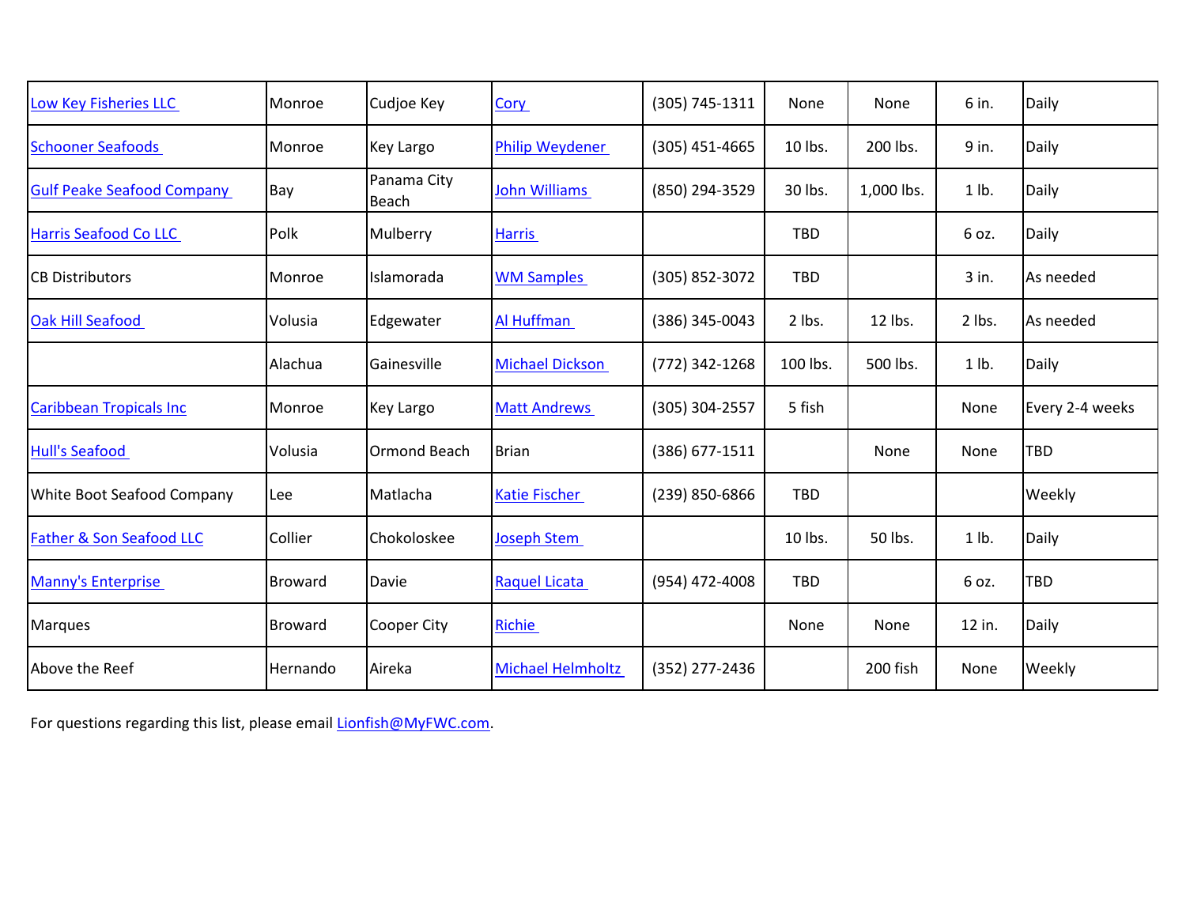| | | | | | | | | |
|---|---|---|---|---|---|---|---|---|
| Low Key Fisheries LLC | Monroe | Cudjoe Key | Cory | (305) 745-1311 | None | None | 6 in. | Daily |
| Schooner Seafoods | Monroe | Key Largo | Philip Weydener | (305) 451-4665 | 10 lbs. | 200 lbs. | 9 in. | Daily |
| Gulf Peake Seafood Company | Bay | Panama City Beach | John Williams | (850) 294-3529 | 30 lbs. | 1,000 lbs. | 1 lb. | Daily |
| Harris Seafood Co LLC | Polk | Mulberry | Harris | | TBD | | 6 oz. | Daily |
| CB Distributors | Monroe | Islamorada | WM Samples | (305) 852-3072 | TBD | | 3 in. | As needed |
| Oak Hill Seafood | Volusia | Edgewater | Al Huffman | (386) 345-0043 | 2 lbs. | 12 lbs. | 2 lbs. | As needed |
| | Alachua | Gainesville | Michael Dickson | (772) 342-1268 | 100 lbs. | 500 lbs. | 1 lb. | Daily |
| Caribbean Tropicals Inc | Monroe | Key Largo | Matt Andrews | (305) 304-2557 | 5 fish | | None | Every 2-4 weeks |
| Hull's Seafood | Volusia | Ormond Beach | Brian | (386) 677-1511 | | None | None | TBD |
| White Boot Seafood Company | Lee | Matlacha | Katie Fischer | (239) 850-6866 | TBD | | | Weekly |
| Father & Son Seafood LLC | Collier | Chokoloskee | Joseph Stem | | 10 lbs. | 50 lbs. | 1 lb. | Daily |
| Manny's Enterprise | Broward | Davie | Raquel Licata | (954) 472-4008 | TBD | | 6 oz. | TBD |
| Marques | Broward | Cooper City | Richie | | None | None | 12 in. | Daily |
| Above the Reef | Hernando | Aireka | Michael Helmholtz | (352) 277-2436 | | 200 fish | None | Weekly |

For questions regarding this list, please email Lionfish@MyFWC.com.